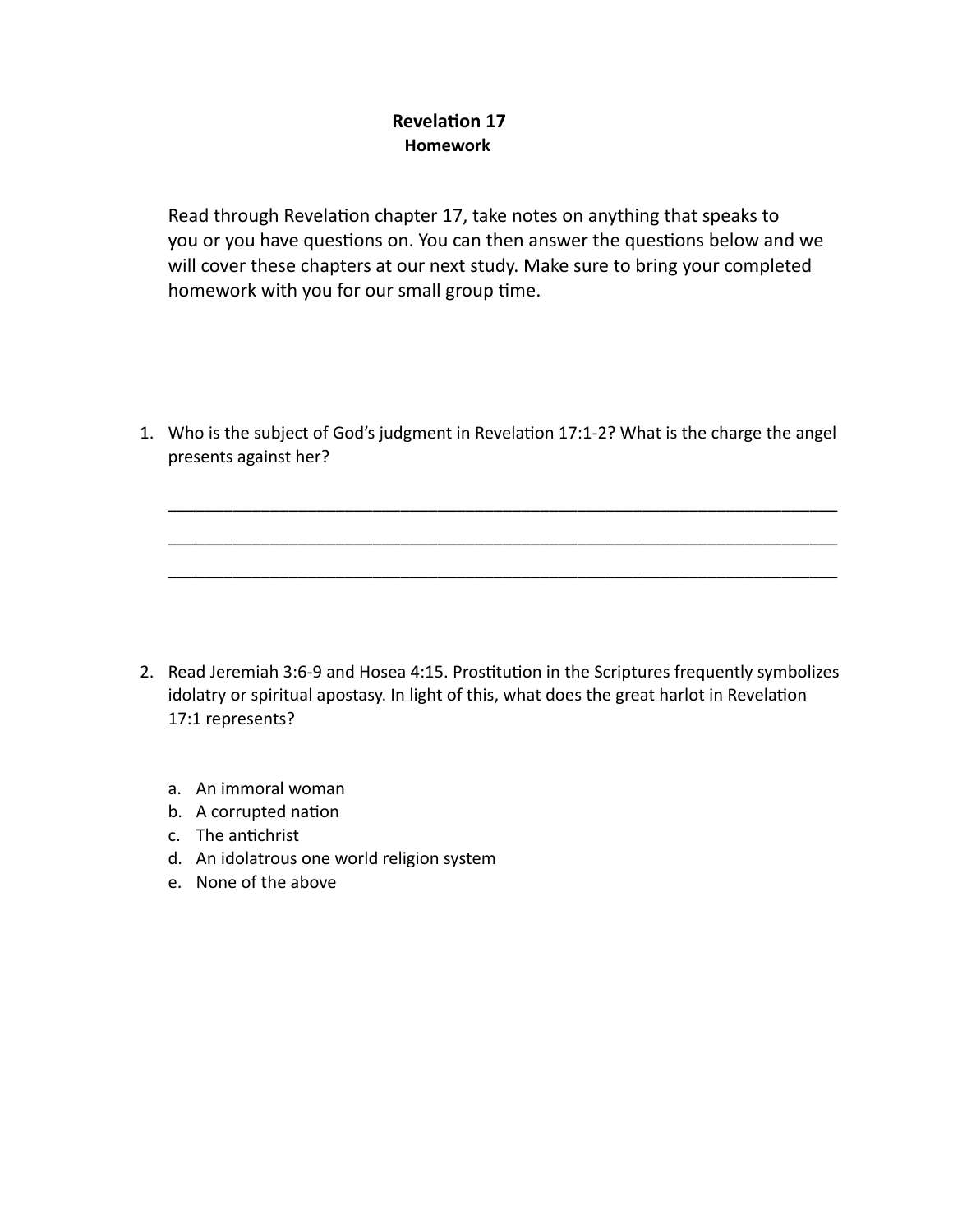# Revelation 17

## Homework

Read through Revelation chapter 17, take notes on anything that speaks to you or you have questions on. You can then answer the questions below and we will cover these chapters at our next study. Make sure to bring your completed homework with you for our small group time.

1. Who is the subject of God's judgment in Revelation 17:1-2? What is the charge the angel presents against her?

   ___________________________________________________________________________

   ___________________________________________________________________________

   ___________________________________________________________________________

2. Read Jeremiah 3:6-9 and Hosea 4:15. Prostitution in the Scriptures frequently symbolizes idolatry or spiritual apostasy. In light of this, what does the great harlot in Revelation 17:1 represents?

   a. An immoral woman
   b. A corrupted nation
   c. The antichrist
   d. An idolatrous one world religion system
   e. None of the above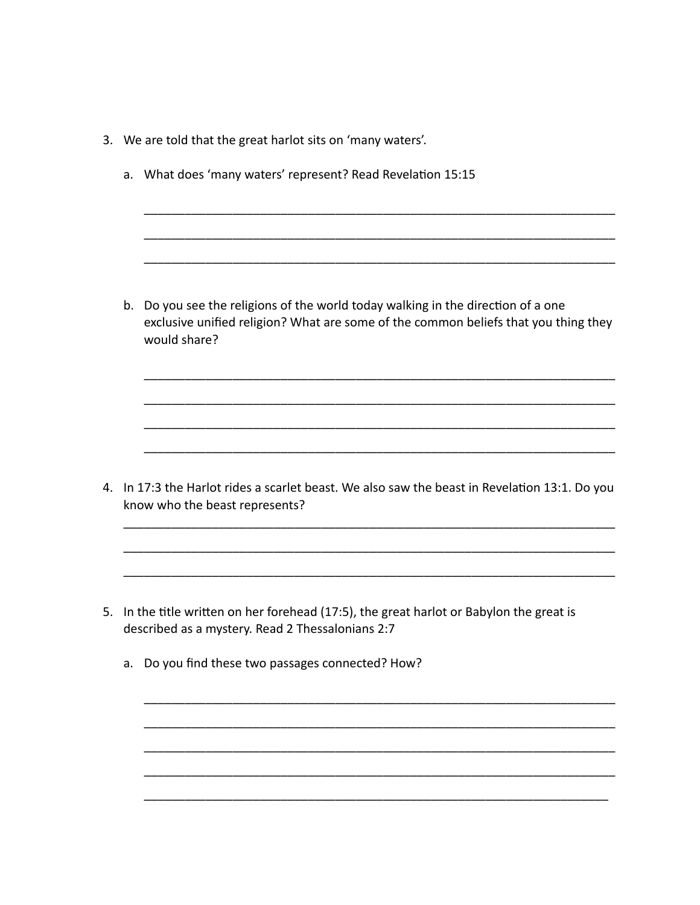3. We are told that the great harlot sits on 'many waters'.

   a. What does 'many waters' represent? Read Revelation 15:15

   ______________________________________________________________________

   ______________________________________________________________________

   ______________________________________________________________________

   b. Do you see the religions of the world today walking in the direction of a one exclusive unified religion? What are some of the common beliefs that you thing they would share?

   ______________________________________________________________________

   ______________________________________________________________________

   ______________________________________________________________________

   ______________________________________________________________________

4. In 17:3 the Harlot rides a scarlet beast. We also saw the beast in Revelation 13:1. Do you know who the beast represents?

   ______________________________________________________________________

   ______________________________________________________________________

   ______________________________________________________________________

5. In the title written on her forehead (17:5), the great harlot or Babylon the great is described as a mystery. Read 2 Thessalonians 2:7

   a. Do you find these two passages connected? How?

   ______________________________________________________________________

   ______________________________________________________________________

   ______________________________________________________________________

   ______________________________________________________________________

   ______________________________________________________________________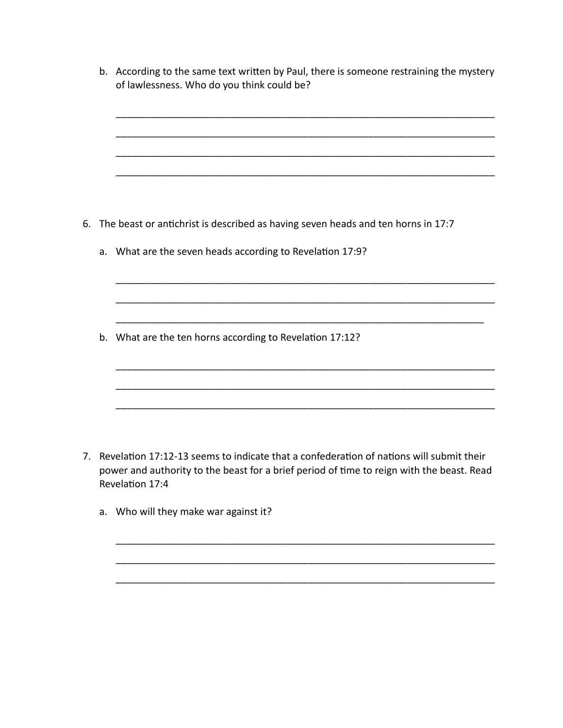b. According to the same text written by Paul, there is someone restraining the mystery of lawlessness. Who do you think could be?

\_\_\_\_\_\_\_\_\_\_\_\_\_\_\_\_\_\_\_\_\_\_\_\_\_\_\_\_\_\_\_\_\_\_\_\_\_\_\_\_\_\_\_\_\_\_\_\_\_\_\_\_\_\_\_\_\_\_\_\_\_\_\_\_\_\_\_\_\_\_

\_\_\_\_\_\_\_\_\_\_\_\_\_\_\_\_\_\_\_\_\_\_\_\_\_\_\_\_\_\_\_\_\_\_\_\_\_\_\_\_\_\_\_\_\_\_\_\_\_\_\_\_\_\_\_\_\_\_\_\_\_\_\_\_\_\_\_\_\_\_

\_\_\_\_\_\_\_\_\_\_\_\_\_\_\_\_\_\_\_\_\_\_\_\_\_\_\_\_\_\_\_\_\_\_\_\_\_\_\_\_\_\_\_\_\_\_\_\_\_\_\_\_\_\_\_\_\_\_\_\_\_\_\_\_\_\_\_\_\_\_

\_\_\_\_\_\_\_\_\_\_\_\_\_\_\_\_\_\_\_\_\_\_\_\_\_\_\_\_\_\_\_\_\_\_\_\_\_\_\_\_\_\_\_\_\_\_\_\_\_\_\_\_\_\_\_\_\_\_\_\_\_\_\_\_\_\_\_\_\_\_

6. The beast or antichrist is described as having seven heads and ten horns in 17:7

   a. What are the seven heads according to Revelation 17:9?

   \_\_\_\_\_\_\_\_\_\_\_\_\_\_\_\_\_\_\_\_\_\_\_\_\_\_\_\_\_\_\_\_\_\_\_\_\_\_\_\_\_\_\_\_\_\_\_\_\_\_\_\_\_\_\_\_\_\_\_\_\_\_\_\_\_\_\_\_\_\_

   \_\_\_\_\_\_\_\_\_\_\_\_\_\_\_\_\_\_\_\_\_\_\_\_\_\_\_\_\_\_\_\_\_\_\_\_\_\_\_\_\_\_\_\_\_\_\_\_\_\_\_\_\_\_\_\_\_\_\_\_\_\_\_\_\_\_\_\_\_\_

   \_\_\_\_\_\_\_\_\_\_\_\_\_\_\_\_\_\_\_\_\_\_\_\_\_\_\_\_\_\_\_\_\_\_\_\_\_\_\_\_\_\_\_\_\_\_\_\_\_\_\_\_\_\_\_\_\_\_\_\_\_\_\_\_\_\_\_\_\_

   b. What are the ten horns according to Revelation 17:12?

   \_\_\_\_\_\_\_\_\_\_\_\_\_\_\_\_\_\_\_\_\_\_\_\_\_\_\_\_\_\_\_\_\_\_\_\_\_\_\_\_\_\_\_\_\_\_\_\_\_\_\_\_\_\_\_\_\_\_\_\_\_\_\_\_\_\_\_\_\_\_

   \_\_\_\_\_\_\_\_\_\_\_\_\_\_\_\_\_\_\_\_\_\_\_\_\_\_\_\_\_\_\_\_\_\_\_\_\_\_\_\_\_\_\_\_\_\_\_\_\_\_\_\_\_\_\_\_\_\_\_\_\_\_\_\_\_\_\_\_\_\_

   \_\_\_\_\_\_\_\_\_\_\_\_\_\_\_\_\_\_\_\_\_\_\_\_\_\_\_\_\_\_\_\_\_\_\_\_\_\_\_\_\_\_\_\_\_\_\_\_\_\_\_\_\_\_\_\_\_\_\_\_\_\_\_\_\_\_\_\_\_\_

7. Revelation 17:12-13 seems to indicate that a confederation of nations will submit their power and authority to the beast for a brief period of time to reign with the beast. Read Revelation 17:4

   a. Who will they make war against it?

   \_\_\_\_\_\_\_\_\_\_\_\_\_\_\_\_\_\_\_\_\_\_\_\_\_\_\_\_\_\_\_\_\_\_\_\_\_\_\_\_\_\_\_\_\_\_\_\_\_\_\_\_\_\_\_\_\_\_\_\_\_\_\_\_\_\_\_\_\_\_

   \_\_\_\_\_\_\_\_\_\_\_\_\_\_\_\_\_\_\_\_\_\_\_\_\_\_\_\_\_\_\_\_\_\_\_\_\_\_\_\_\_\_\_\_\_\_\_\_\_\_\_\_\_\_\_\_\_\_\_\_\_\_\_\_\_\_\_\_\_\_

   \_\_\_\_\_\_\_\_\_\_\_\_\_\_\_\_\_\_\_\_\_\_\_\_\_\_\_\_\_\_\_\_\_\_\_\_\_\_\_\_\_\_\_\_\_\_\_\_\_\_\_\_\_\_\_\_\_\_\_\_\_\_\_\_\_\_\_\_\_\_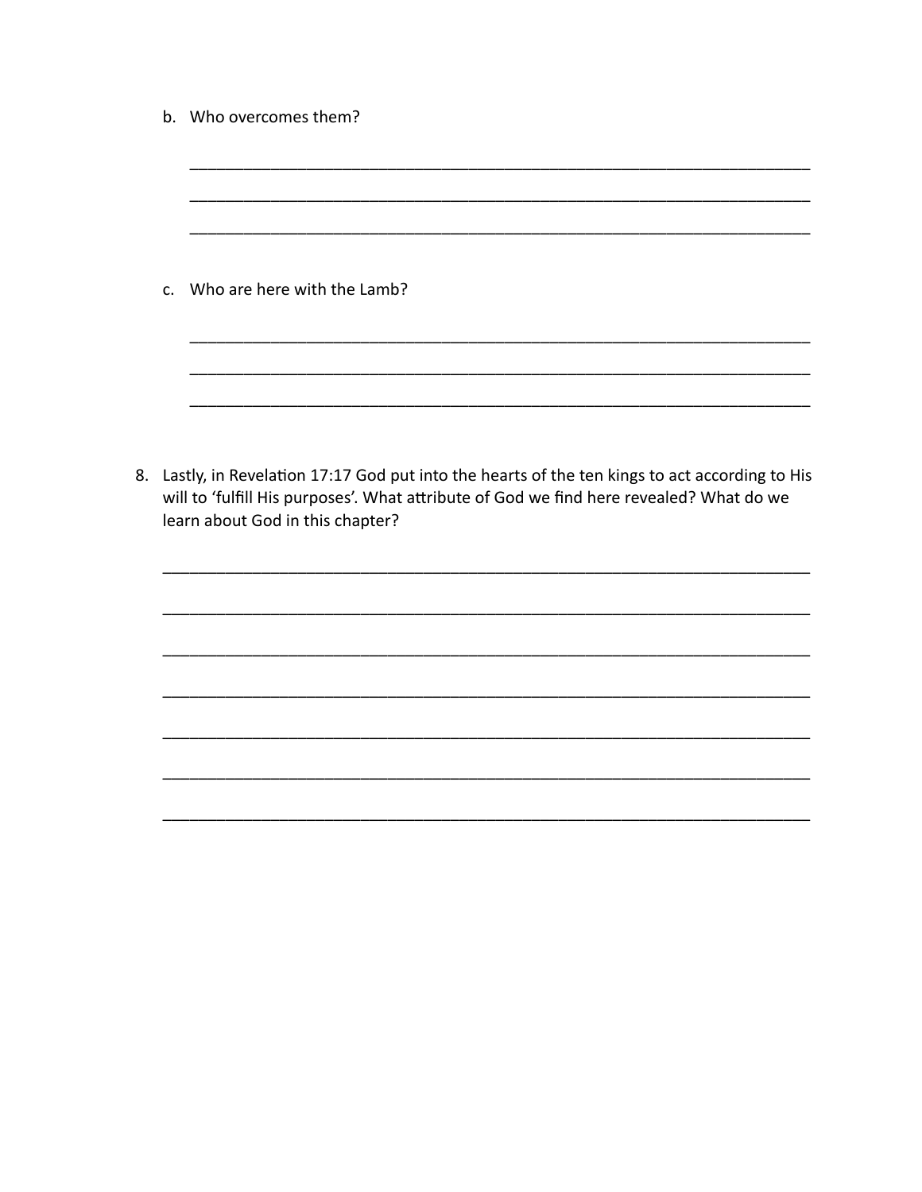b. Who overcomes them?

_____________________________________________________________________________

_____________________________________________________________________________

_____________________________________________________________________________

c. Who are here with the Lamb?

_____________________________________________________________________________

_____________________________________________________________________________

_____________________________________________________________________________

8. Lastly, in Revelation 17:17 God put into the hearts of the ten kings to act according to His will to 'fulfill His purposes'. What attribute of God we find here revealed? What do we learn about God in this chapter?

_____________________________________________________________________________

_____________________________________________________________________________

_____________________________________________________________________________

_____________________________________________________________________________

_____________________________________________________________________________

_____________________________________________________________________________

_____________________________________________________________________________